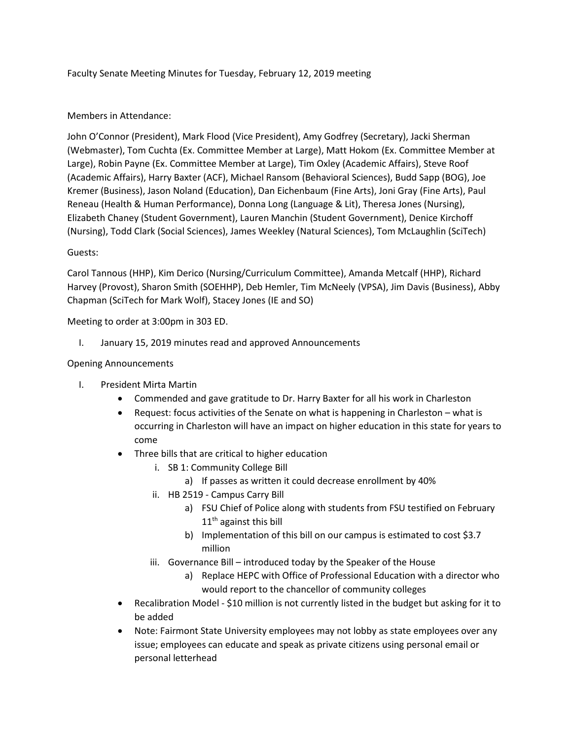Faculty Senate Meeting Minutes for Tuesday, February 12, 2019 meeting

Members in Attendance:

John O'Connor (President), Mark Flood (Vice President), Amy Godfrey (Secretary), Jacki Sherman (Webmaster), Tom Cuchta (Ex. Committee Member at Large), Matt Hokom (Ex. Committee Member at Large), Robin Payne (Ex. Committee Member at Large), Tim Oxley (Academic Affairs), Steve Roof (Academic Affairs), Harry Baxter (ACF), Michael Ransom (Behavioral Sciences), Budd Sapp (BOG), Joe Kremer (Business), Jason Noland (Education), Dan Eichenbaum (Fine Arts), Joni Gray (Fine Arts), Paul Reneau (Health & Human Performance), Donna Long (Language & Lit), Theresa Jones (Nursing), Elizabeth Chaney (Student Government), Lauren Manchin (Student Government), Denice Kirchoff (Nursing), Todd Clark (Social Sciences), James Weekley (Natural Sciences), Tom McLaughlin (SciTech)

Guests:

Carol Tannous (HHP), Kim Derico (Nursing/Curriculum Committee), Amanda Metcalf (HHP), Richard Harvey (Provost), Sharon Smith (SOEHHP), Deb Hemler, Tim McNeely (VPSA), Jim Davis (Business), Abby Chapman (SciTech for Mark Wolf), Stacey Jones (IE and SO)

Meeting to order at 3:00pm in 303 ED.

I. January 15, 2019 minutes read and approved Announcements

Opening Announcements

I. President Mirta Martin
   - Commended and gave gratitude to Dr. Harry Baxter for all his work in Charleston
   - Request: focus activities of the Senate on what is happening in Charleston – what is occurring in Charleston will have an impact on higher education in this state for years to come
   - Three bills that are critical to higher education
     i. SB 1: Community College Bill
        a) If passes as written it could decrease enrollment by 40%
     ii. HB 2519 - Campus Carry Bill
        a) FSU Chief of Police along with students from FSU testified on February 11th against this bill
        b) Implementation of this bill on our campus is estimated to cost $3.7 million
     iii. Governance Bill – introduced today by the Speaker of the House
        a) Replace HEPC with Office of Professional Education with a director who would report to the chancellor of community colleges
   - Recalibration Model - $10 million is not currently listed in the budget but asking for it to be added
   - Note: Fairmont State University employees may not lobby as state employees over any issue; employees can educate and speak as private citizens using personal email or personal letterhead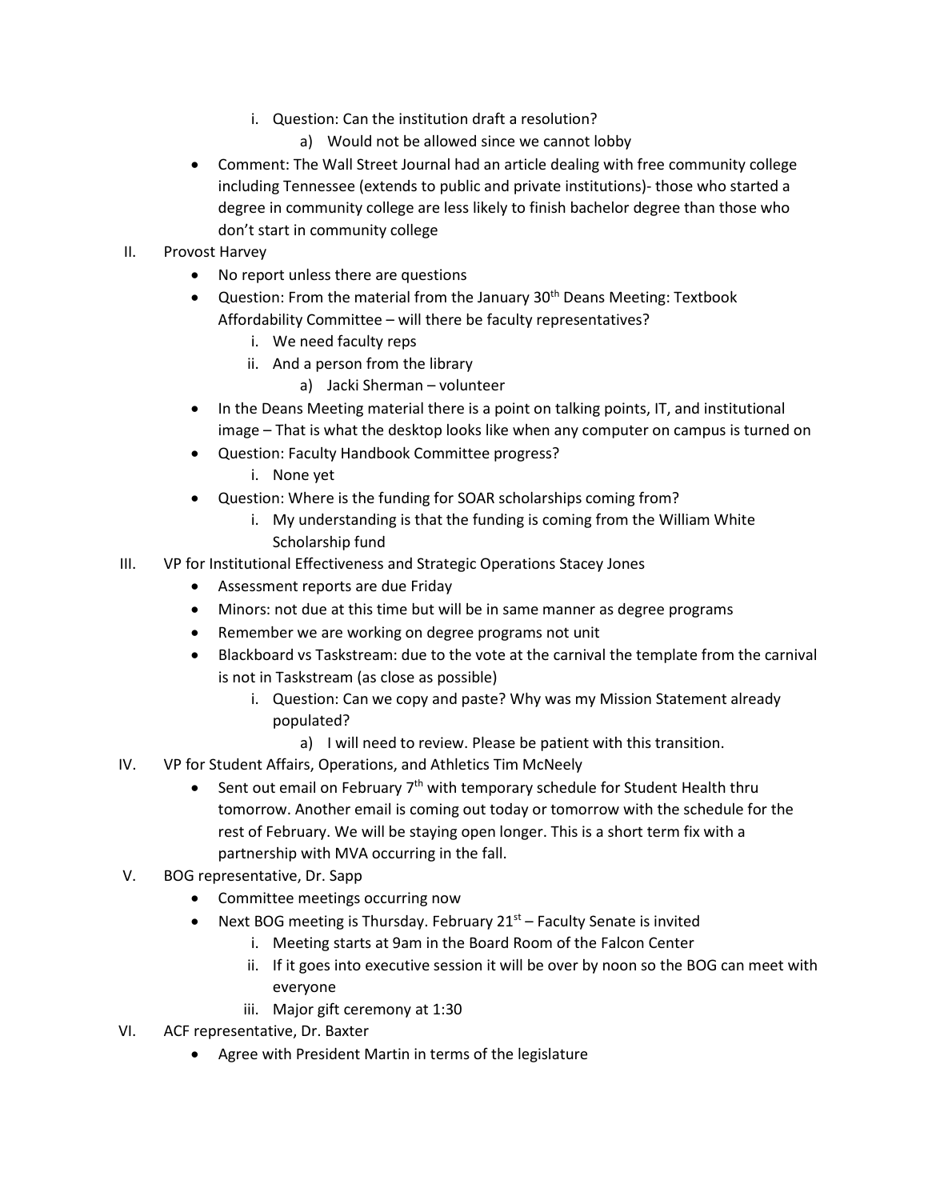i. Question: Can the institution draft a resolution?
      a) Would not be allowed since we cannot lobby

- Comment: The Wall Street Journal had an article dealing with free community college including Tennessee (extends to public and private institutions)- those who started a degree in community college are less likely to finish bachelor degree than those who don't start in community college

II. Provost Harvey
   - No report unless there are questions
   - Question: From the material from the January 30th Deans Meeting: Textbook Affordability Committee – will there be faculty representatives?
      i. We need faculty reps
      ii. And a person from the library
         a) Jacki Sherman – volunteer
   - In the Deans Meeting material there is a point on talking points, IT, and institutional image – That is what the desktop looks like when any computer on campus is turned on
   - Question: Faculty Handbook Committee progress?
      i. None yet
   - Question: Where is the funding for SOAR scholarships coming from?
      i. My understanding is that the funding is coming from the William White Scholarship fund

III. VP for Institutional Effectiveness and Strategic Operations Stacey Jones
   - Assessment reports are due Friday
   - Minors: not due at this time but will be in same manner as degree programs
   - Remember we are working on degree programs not unit
   - Blackboard vs Taskstream: due to the vote at the carnival the template from the carnival is not in Taskstream (as close as possible)
      i. Question: Can we copy and paste? Why was my Mission Statement already populated?
         a) I will need to review. Please be patient with this transition.

IV. VP for Student Affairs, Operations, and Athletics Tim McNeely
   - Sent out email on February 7th with temporary schedule for Student Health thru tomorrow. Another email is coming out today or tomorrow with the schedule for the rest of February. We will be staying open longer. This is a short term fix with a partnership with MVA occurring in the fall.

V. BOG representative, Dr. Sapp
   - Committee meetings occurring now
   - Next BOG meeting is Thursday. February 21st – Faculty Senate is invited
      i. Meeting starts at 9am in the Board Room of the Falcon Center
      ii. If it goes into executive session it will be over by noon so the BOG can meet with everyone
      iii. Major gift ceremony at 1:30

VI. ACF representative, Dr. Baxter
   - Agree with President Martin in terms of the legislature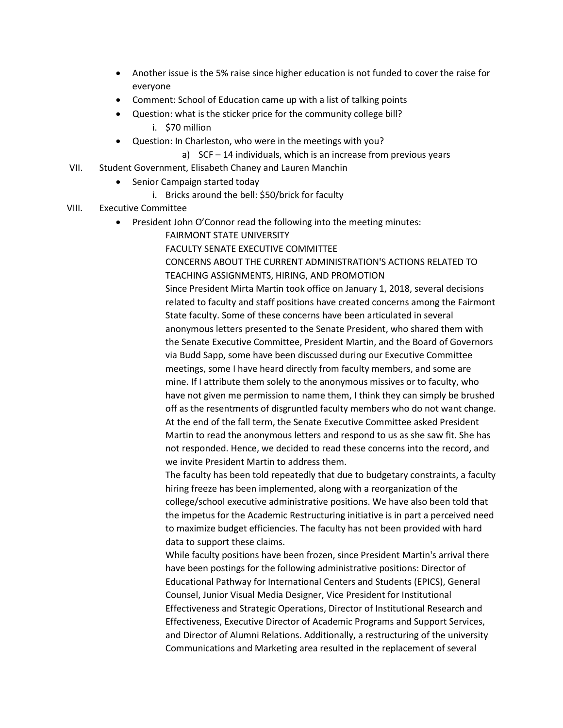- Another issue is the 5% raise since higher education is not funded to cover the raise for everyone
- Comment: School of Education came up with a list of talking points
- Question: what is the sticker price for the community college bill?
    i. $70 million
- Question: In Charleston, who were in the meetings with you?
    a) SCF – 14 individuals, which is an increase from previous years

VII. Student Government, Elisabeth Chaney and Lauren Manchin

- Senior Campaign started today
    i. Bricks around the bell: $50/brick for faculty

VIII. Executive Committee

- President John O'Connor read the following into the meeting minutes:

    FAIRMONT STATE UNIVERSITY

    FACULTY SENATE EXECUTIVE COMMITTEE

    CONCERNS ABOUT THE CURRENT ADMINISTRATION'S ACTIONS RELATED TO TEACHING ASSIGNMENTS, HIRING, AND PROMOTION

    Since President Mirta Martin took office on January 1, 2018, several decisions related to faculty and staff positions have created concerns among the Fairmont State faculty. Some of these concerns have been articulated in several anonymous letters presented to the Senate President, who shared them with the Senate Executive Committee, President Martin, and the Board of Governors via Budd Sapp, some have been discussed during our Executive Committee meetings, some I have heard directly from faculty members, and some are mine. If I attribute them solely to the anonymous missives or to faculty, who have not given me permission to name them, I think they can simply be brushed off as the resentments of disgruntled faculty members who do not want change. At the end of the fall term, the Senate Executive Committee asked President Martin to read the anonymous letters and respond to us as she saw fit. She has not responded. Hence, we decided to read these concerns into the record, and we invite President Martin to address them.

    The faculty has been told repeatedly that due to budgetary constraints, a faculty hiring freeze has been implemented, along with a reorganization of the college/school executive administrative positions. We have also been told that the impetus for the Academic Restructuring initiative is in part a perceived need to maximize budget efficiencies. The faculty has not been provided with hard data to support these claims.

    While faculty positions have been frozen, since President Martin's arrival there have been postings for the following administrative positions: Director of Educational Pathway for International Centers and Students (EPICS), General Counsel, Junior Visual Media Designer, Vice President for Institutional Effectiveness and Strategic Operations, Director of Institutional Research and Effectiveness, Executive Director of Academic Programs and Support Services, and Director of Alumni Relations. Additionally, a restructuring of the university Communications and Marketing area resulted in the replacement of several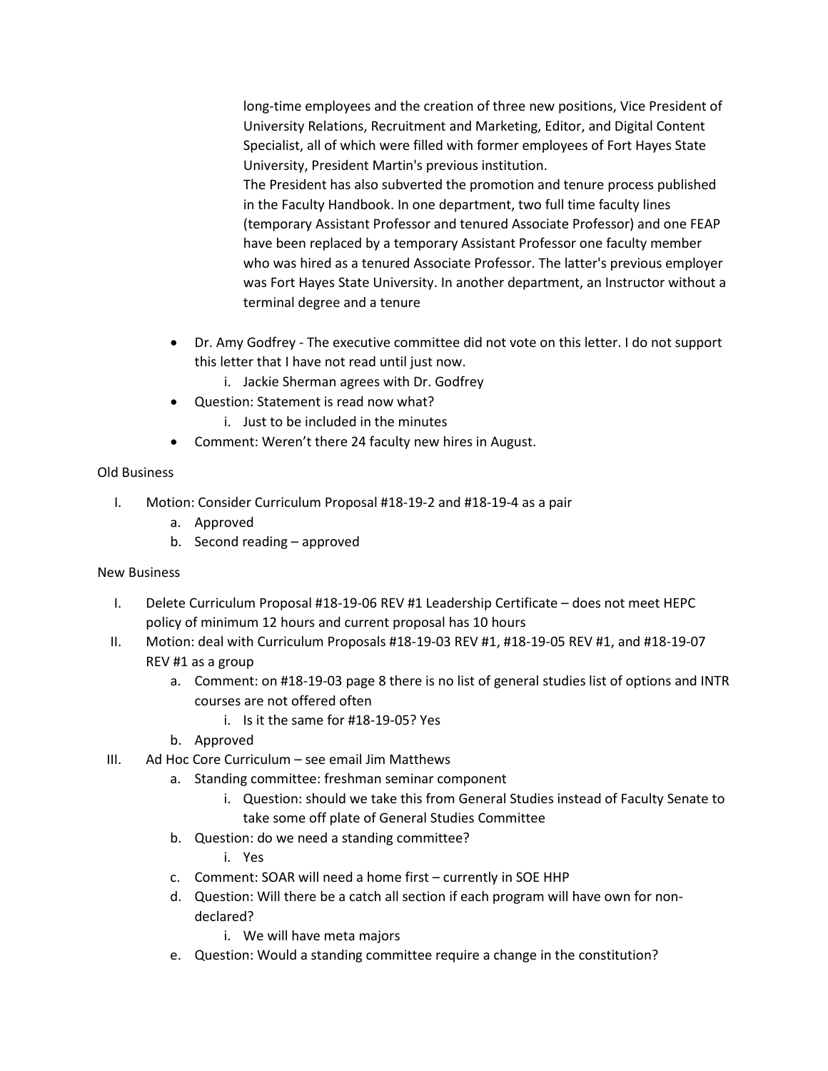long-time employees and the creation of three new positions, Vice President of University Relations, Recruitment and Marketing, Editor, and Digital Content Specialist, all of which were filled with former employees of Fort Hayes State University, President Martin's previous institution.

The President has also subverted the promotion and tenure process published in the Faculty Handbook. In one department, two full time faculty lines (temporary Assistant Professor and tenured Associate Professor) and one FEAP have been replaced by a temporary Assistant Professor one faculty member who was hired as a tenured Associate Professor. The latter's previous employer was Fort Hayes State University. In another department, an Instructor without a terminal degree and a tenure

- Dr. Amy Godfrey - The executive committee did not vote on this letter. I do not support this letter that I have not read until just now.
    i. Jackie Sherman agrees with Dr. Godfrey
- Question: Statement is read now what?
    i. Just to be included in the minutes
- Comment: Weren't there 24 faculty new hires in August.

Old Business

I. Motion: Consider Curriculum Proposal #18-19-2 and #18-19-4 as a pair
    a. Approved
    b. Second reading – approved

New Business

I. Delete Curriculum Proposal #18-19-06 REV #1 Leadership Certificate – does not meet HEPC policy of minimum 12 hours and current proposal has 10 hours
II. Motion: deal with Curriculum Proposals #18-19-03 REV #1, #18-19-05 REV #1, and #18-19-07 REV #1 as a group
    a. Comment: on #18-19-03 page 8 there is no list of general studies list of options and INTR courses are not offered often
        i. Is it the same for #18-19-05? Yes
    b. Approved
III. Ad Hoc Core Curriculum – see email Jim Matthews
    a. Standing committee: freshman seminar component
        i. Question: should we take this from General Studies instead of Faculty Senate to take some off plate of General Studies Committee
    b. Question: do we need a standing committee?
        i. Yes
    c. Comment: SOAR will need a home first – currently in SOE HHP
    d. Question: Will there be a catch all section if each program will have own for non-declared?
        i. We will have meta majors
    e. Question: Would a standing committee require a change in the constitution?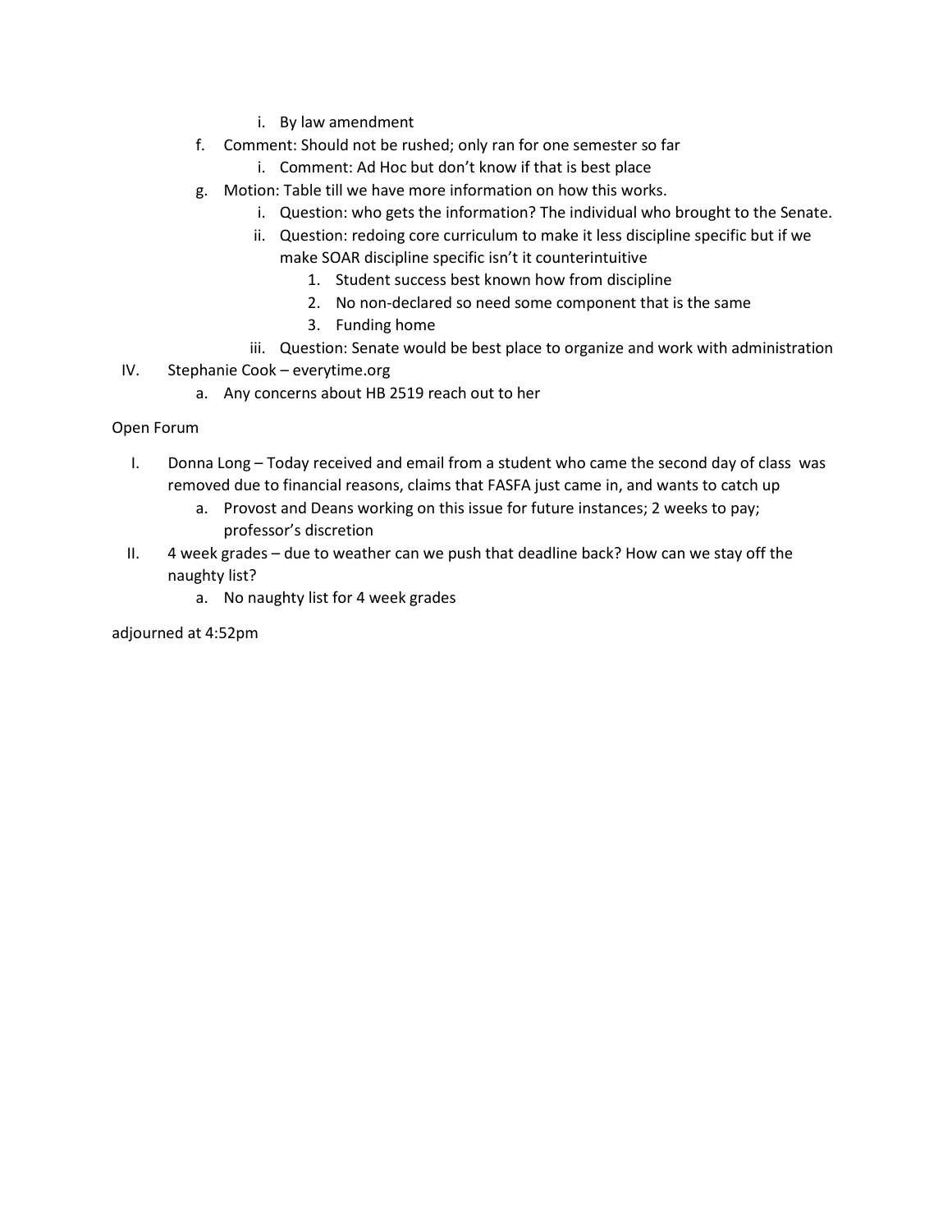i. By law amendment

    f. Comment: Should not be rushed; only ran for one semester so far
        i. Comment: Ad Hoc but don't know if that is best place
    g. Motion: Table till we have more information on how this works.
        i. Question: who gets the information? The individual who brought to the Senate.
        ii. Question: redoing core curriculum to make it less discipline specific but if we make SOAR discipline specific isn't it counterintuitive
            1. Student success best known how from discipline
            2. No non-declared so need some component that is the same
            3. Funding home
        iii. Question: Senate would be best place to organize and work with administration

IV. Stephanie Cook – everytime.org
    a. Any concerns about HB 2519 reach out to her

Open Forum

I. Donna Long – Today received and email from a student who came the second day of class was removed due to financial reasons, claims that FASFA just came in, and wants to catch up
    a. Provost and Deans working on this issue for future instances; 2 weeks to pay; professor's discretion

II. 4 week grades – due to weather can we push that deadline back? How can we stay off the naughty list?
    a. No naughty list for 4 week grades

adjourned at 4:52pm